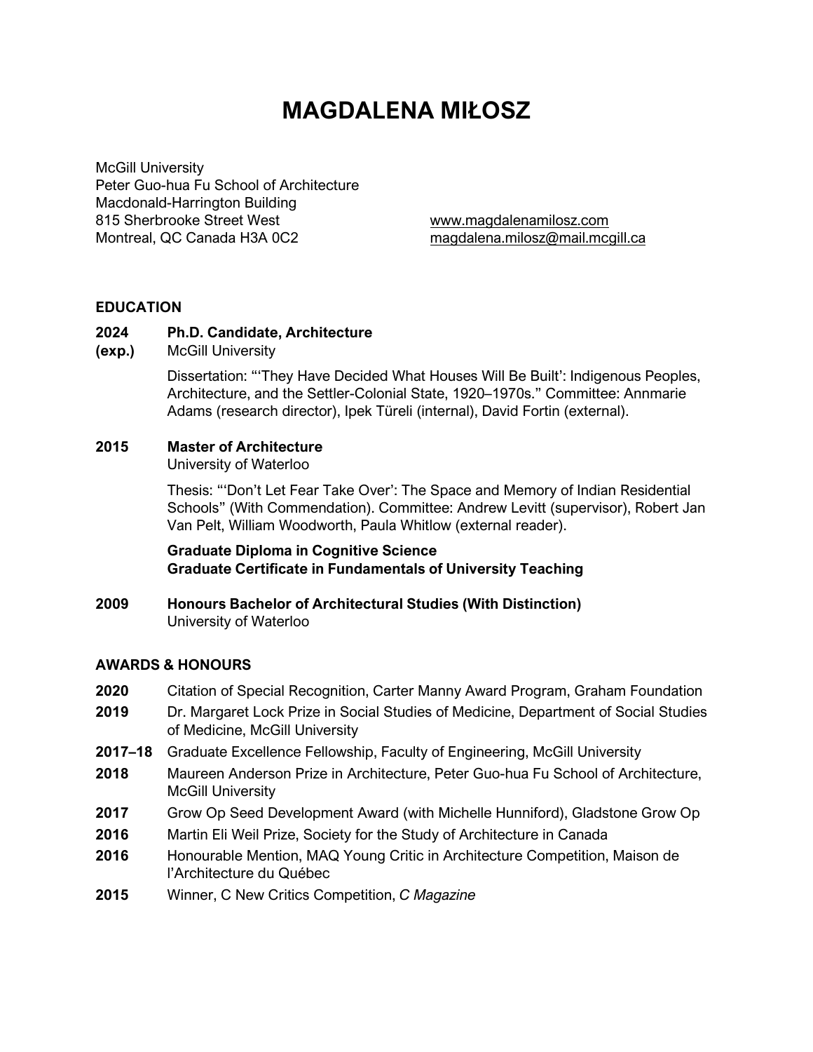# MAGDALENA MIŁOSZ

McGill University
Peter Guo-hua Fu School of Architecture
Macdonald-Harrington Building
815 Sherbrooke Street West
Montreal, QC Canada H3A 0C2

www.magdalenamilosz.com
magdalena.milosz@mail.mcgill.ca

## EDUCATION

**2024 (exp.)** **Ph.D. Candidate, Architecture**
McGill University

Dissertation: "'They Have Decided What Houses Will Be Built': Indigenous Peoples, Architecture, and the Settler-Colonial State, 1920–1970s." Committee: Annmarie Adams (research director), Ipek Türeli (internal), David Fortin (external).

**2015** **Master of Architecture**
University of Waterloo

Thesis: "'Don't Let Fear Take Over': The Space and Memory of Indian Residential Schools" (With Commendation). Committee: Andrew Levitt (supervisor), Robert Jan Van Pelt, William Woodworth, Paula Whitlow (external reader).

**Graduate Diploma in Cognitive Science**
**Graduate Certificate in Fundamentals of University Teaching**

**2009** **Honours Bachelor of Architectural Studies (With Distinction)**
University of Waterloo

## AWARDS & HONOURS

**2020** Citation of Special Recognition, Carter Manny Award Program, Graham Foundation

**2019** Dr. Margaret Lock Prize in Social Studies of Medicine, Department of Social Studies of Medicine, McGill University

**2017–18** Graduate Excellence Fellowship, Faculty of Engineering, McGill University

**2018** Maureen Anderson Prize in Architecture, Peter Guo-hua Fu School of Architecture, McGill University

**2017** Grow Op Seed Development Award (with Michelle Hunniford), Gladstone Grow Op

**2016** Martin Eli Weil Prize, Society for the Study of Architecture in Canada

**2016** Honourable Mention, MAQ Young Critic in Architecture Competition, Maison de l'Architecture du Québec

**2015** Winner, C New Critics Competition, *C Magazine*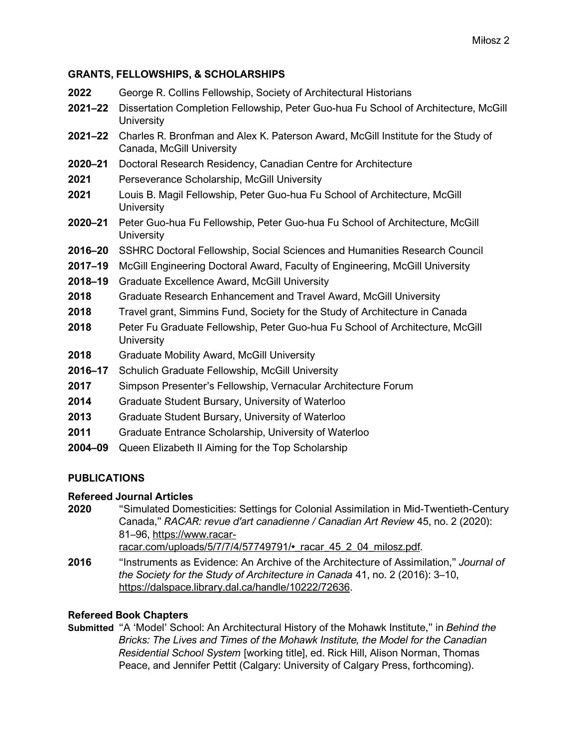## GRANTS, FELLOWSHIPS, & SCHOLARSHIPS

**2022** George R. Collins Fellowship, Society of Architectural Historians

**2021–22** Dissertation Completion Fellowship, Peter Guo-hua Fu School of Architecture, McGill University

**2021–22** Charles R. Bronfman and Alex K. Paterson Award, McGill Institute for the Study of Canada, McGill University

**2020–21** Doctoral Research Residency, Canadian Centre for Architecture

**2021** Perseverance Scholarship, McGill University

**2021** Louis B. Magil Fellowship, Peter Guo-hua Fu School of Architecture, McGill University

**2020–21** Peter Guo-hua Fu Fellowship, Peter Guo-hua Fu School of Architecture, McGill University

**2016–20** SSHRC Doctoral Fellowship, Social Sciences and Humanities Research Council

**2017–19** McGill Engineering Doctoral Award, Faculty of Engineering, McGill University

**2018–19** Graduate Excellence Award, McGill University

**2018** Graduate Research Enhancement and Travel Award, McGill University

**2018** Travel grant, Simmins Fund, Society for the Study of Architecture in Canada

**2018** Peter Fu Graduate Fellowship, Peter Guo-hua Fu School of Architecture, McGill University

**2018** Graduate Mobility Award, McGill University

**2016–17** Schulich Graduate Fellowship, McGill University

**2017** Simpson Presenter's Fellowship, Vernacular Architecture Forum

**2014** Graduate Student Bursary, University of Waterloo

**2013** Graduate Student Bursary, University of Waterloo

**2011** Graduate Entrance Scholarship, University of Waterloo

**2004–09** Queen Elizabeth II Aiming for the Top Scholarship

## PUBLICATIONS

### Refereed Journal Articles

**2020** "Simulated Domesticities: Settings for Colonial Assimilation in Mid-Twentieth-Century Canada," *RACAR: revue d'art canadienne / Canadian Art Review* 45, no. 2 (2020): 81–96, https://www.racar-racar.com/uploads/5/7/7/4/57749791/•_racar_45_2_04_milosz.pdf.

**2016** "Instruments as Evidence: An Archive of the Architecture of Assimilation," *Journal of the Society for the Study of Architecture in Canada* 41, no. 2 (2016): 3–10, https://dalspace.library.dal.ca/handle/10222/72636.

### Refereed Book Chapters

**Submitted** "A 'Model' School: An Architectural History of the Mohawk Institute," in *Behind the Bricks: The Lives and Times of the Mohawk Institute, the Model for the Canadian Residential School System* [working title], ed. Rick Hill, Alison Norman, Thomas Peace, and Jennifer Pettit (Calgary: University of Calgary Press, forthcoming).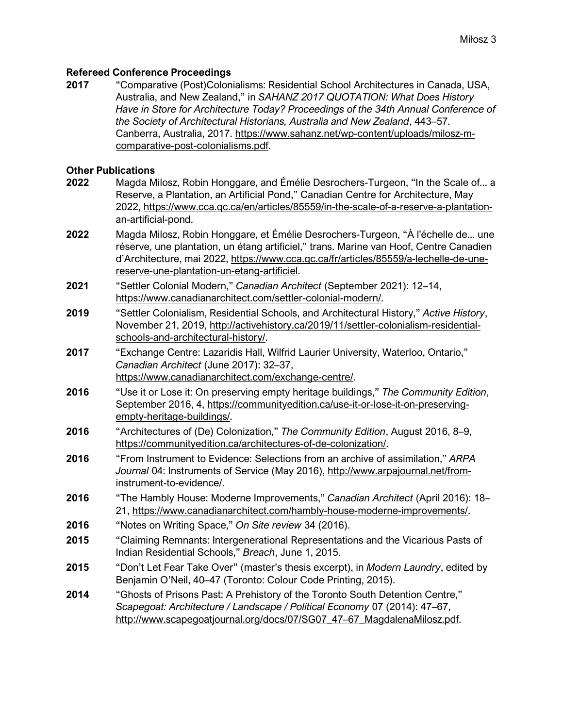**Refereed Conference Proceedings**

**2017** "Comparative (Post)Colonialisms: Residential School Architectures in Canada, USA, Australia, and New Zealand," in *SAHANZ 2017 QUOTATION: What Does History Have in Store for Architecture Today? Proceedings of the 34th Annual Conference of the Society of Architectural Historians, Australia and New Zealand*, 443–57. Canberra, Australia, 2017. https://www.sahanz.net/wp-content/uploads/milosz-m-comparative-post-colonialisms.pdf.

**Other Publications**

**2022** Magda Milosz, Robin Honggare, and Émélie Desrochers-Turgeon, "In the Scale of... a Reserve, a Plantation, an Artificial Pond," Canadian Centre for Architecture, May 2022, https://www.cca.qc.ca/en/articles/85559/in-the-scale-of-a-reserve-a-plantation-an-artificial-pond.

**2022** Magda Milosz, Robin Honggare, et Émélie Desrochers-Turgeon, "À l'échelle de... une réserve, une plantation, un étang artificiel," trans. Marine van Hoof, Centre Canadien d'Architecture, mai 2022, https://www.cca.qc.ca/fr/articles/85559/a-lechelle-de-une-reserve-une-plantation-un-etang-artificiel.

**2021** "Settler Colonial Modern," *Canadian Architect* (September 2021): 12–14, https://www.canadianarchitect.com/settler-colonial-modern/.

**2019** "Settler Colonialism, Residential Schools, and Architectural History," *Active History*, November 21, 2019, http://activehistory.ca/2019/11/settler-colonialism-residential-schools-and-architectural-history/.

**2017** "Exchange Centre: Lazaridis Hall, Wilfrid Laurier University, Waterloo, Ontario," *Canadian Architect* (June 2017): 32–37, https://www.canadianarchitect.com/exchange-centre/.

**2016** "Use it or Lose it: On preserving empty heritage buildings," *The Community Edition*, September 2016, 4, https://communityedition.ca/use-it-or-lose-it-on-preserving-empty-heritage-buildings/.

**2016** "Architectures of (De) Colonization," *The Community Edition*, August 2016, 8–9, https://communityedition.ca/architectures-of-de-colonization/.

**2016** "From Instrument to Evidence: Selections from an archive of assimilation," *ARPA Journal* 04: Instruments of Service (May 2016), http://www.arpajournal.net/from-instrument-to-evidence/.

**2016** "The Hambly House: Moderne Improvements," *Canadian Architect* (April 2016): 18–21, https://www.canadianarchitect.com/hambly-house-moderne-improvements/.

**2016** "Notes on Writing Space," *On Site review* 34 (2016).

**2015** "Claiming Remnants: Intergenerational Representations and the Vicarious Pasts of Indian Residential Schools," *Breach*, June 1, 2015.

**2015** "Don't Let Fear Take Over" (master's thesis excerpt), in *Modern Laundry*, edited by Benjamin O'Neil, 40–47 (Toronto: Colour Code Printing, 2015).

**2014** "Ghosts of Prisons Past: A Prehistory of the Toronto South Detention Centre," *Scapegoat: Architecture / Landscape / Political Economy* 07 (2014): 47–67, http://www.scapegoatjournal.org/docs/07/SG07_47–67_MagdalenaMilosz.pdf.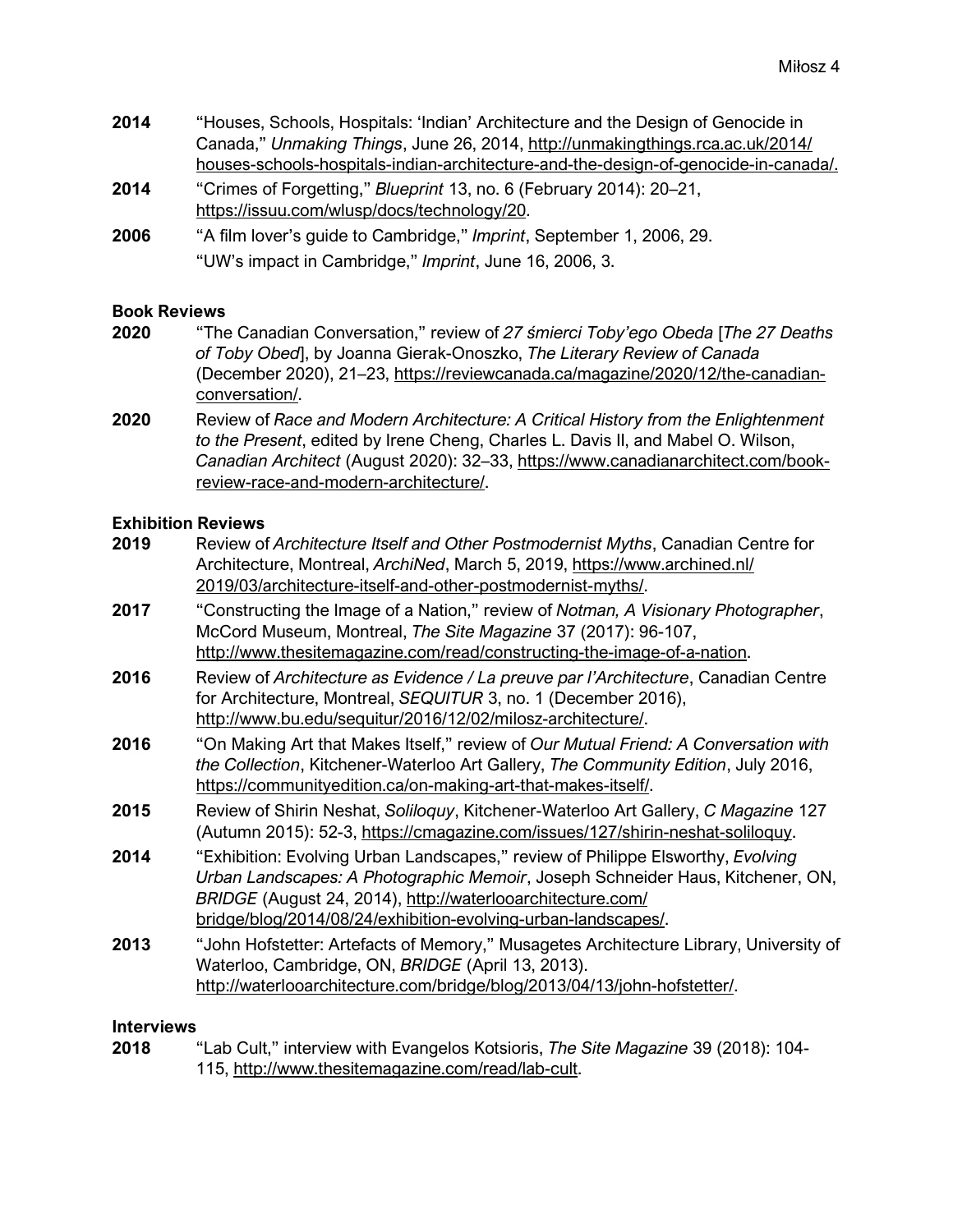**2014** "Houses, Schools, Hospitals: 'Indian' Architecture and the Design of Genocide in Canada," *Unmaking Things*, June 26, 2014, http://unmakingthings.rca.ac.uk/2014/houses-schools-hospitals-indian-architecture-and-the-design-of-genocide-in-canada/.

**2014** "Crimes of Forgetting," *Blueprint* 13, no. 6 (February 2014): 20–21, https://issuu.com/wlusp/docs/technology/20.

**2006** "A film lover's guide to Cambridge," *Imprint*, September 1, 2006, 29.
"UW's impact in Cambridge," *Imprint*, June 16, 2006, 3.

**Book Reviews**

**2020** "The Canadian Conversation," review of *27 śmierci Toby'ego Obeda* [*The 27 Deaths of Toby Obed*], by Joanna Gierak-Onoszko, *The Literary Review of Canada* (December 2020), 21–23, https://reviewcanada.ca/magazine/2020/12/the-canadian-conversation/.

**2020** Review of *Race and Modern Architecture: A Critical History from the Enlightenment to the Present*, edited by Irene Cheng, Charles L. Davis II, and Mabel O. Wilson, *Canadian Architect* (August 2020): 32–33, https://www.canadianarchitect.com/book-review-race-and-modern-architecture/.

**Exhibition Reviews**

**2019** Review of *Architecture Itself and Other Postmodernist Myths*, Canadian Centre for Architecture, Montreal, *ArchiNed*, March 5, 2019, https://www.archined.nl/2019/03/architecture-itself-and-other-postmodernist-myths/.

**2017** "Constructing the Image of a Nation," review of *Notman, A Visionary Photographer*, McCord Museum, Montreal, *The Site Magazine* 37 (2017): 96-107, http://www.thesitemagazine.com/read/constructing-the-image-of-a-nation.

**2016** Review of *Architecture as Evidence / La preuve par l'Architecture*, Canadian Centre for Architecture, Montreal, *SEQUITUR* 3, no. 1 (December 2016), http://www.bu.edu/sequitur/2016/12/02/milosz-architecture/.

**2016** "On Making Art that Makes Itself," review of *Our Mutual Friend: A Conversation with the Collection*, Kitchener-Waterloo Art Gallery, *The Community Edition*, July 2016, https://communityedition.ca/on-making-art-that-makes-itself/.

**2015** Review of Shirin Neshat, *Soliloquy*, Kitchener-Waterloo Art Gallery, *C Magazine* 127 (Autumn 2015): 52-3, https://cmagazine.com/issues/127/shirin-neshat-soliloquy.

**2014** "Exhibition: Evolving Urban Landscapes," review of Philippe Elsworthy, *Evolving Urban Landscapes: A Photographic Memoir*, Joseph Schneider Haus, Kitchener, ON, *BRIDGE* (August 24, 2014), http://waterlooarchitecture.com/bridge/blog/2014/08/24/exhibition-evolving-urban-landscapes/.

**2013** "John Hofstetter: Artefacts of Memory," Musagetes Architecture Library, University of Waterloo, Cambridge, ON, *BRIDGE* (April 13, 2013). http://waterlooarchitecture.com/bridge/blog/2013/04/13/john-hofstetter/.

**Interviews**

**2018** "Lab Cult," interview with Evangelos Kotsioris, *The Site Magazine* 39 (2018): 104-115, http://www.thesitemagazine.com/read/lab-cult.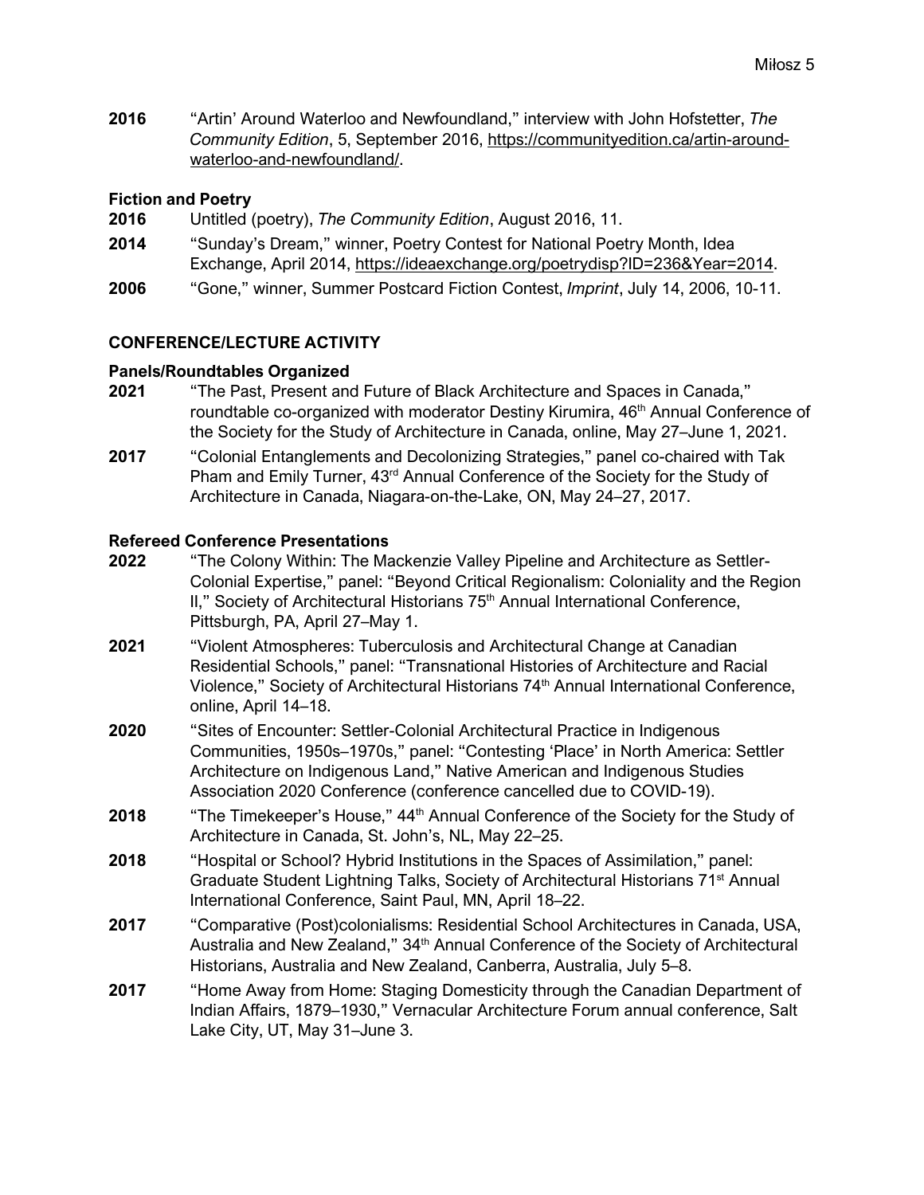**2016** "Artin' Around Waterloo and Newfoundland," interview with John Hofstetter, *The Community Edition*, 5, September 2016, https://communityedition.ca/artin-around-waterloo-and-newfoundland/.

### Fiction and Poetry

**2016** Untitled (poetry), *The Community Edition*, August 2016, 11.

**2014** "Sunday's Dream," winner, Poetry Contest for National Poetry Month, Idea Exchange, April 2014, https://ideaexchange.org/poetrydisp?ID=236&Year=2014.

**2006** "Gone," winner, Summer Postcard Fiction Contest, *Imprint*, July 14, 2006, 10-11.

## CONFERENCE/LECTURE ACTIVITY

### Panels/Roundtables Organized

**2021** "The Past, Present and Future of Black Architecture and Spaces in Canada," roundtable co-organized with moderator Destiny Kirumira, 46th Annual Conference of the Society for the Study of Architecture in Canada, online, May 27–June 1, 2021.

**2017** "Colonial Entanglements and Decolonizing Strategies," panel co-chaired with Tak Pham and Emily Turner, 43rd Annual Conference of the Society for the Study of Architecture in Canada, Niagara-on-the-Lake, ON, May 24–27, 2017.

### Refereed Conference Presentations

**2022** "The Colony Within: The Mackenzie Valley Pipeline and Architecture as Settler-Colonial Expertise," panel: "Beyond Critical Regionalism: Coloniality and the Region II," Society of Architectural Historians 75th Annual International Conference, Pittsburgh, PA, April 27–May 1.

**2021** "Violent Atmospheres: Tuberculosis and Architectural Change at Canadian Residential Schools," panel: "Transnational Histories of Architecture and Racial Violence," Society of Architectural Historians 74th Annual International Conference, online, April 14–18.

**2020** "Sites of Encounter: Settler-Colonial Architectural Practice in Indigenous Communities, 1950s–1970s," panel: "Contesting 'Place' in North America: Settler Architecture on Indigenous Land," Native American and Indigenous Studies Association 2020 Conference (conference cancelled due to COVID-19).

**2018** "The Timekeeper's House," 44th Annual Conference of the Society for the Study of Architecture in Canada, St. John's, NL, May 22–25.

**2018** "Hospital or School? Hybrid Institutions in the Spaces of Assimilation," panel: Graduate Student Lightning Talks, Society of Architectural Historians 71st Annual International Conference, Saint Paul, MN, April 18–22.

**2017** "Comparative (Post)colonialisms: Residential School Architectures in Canada, USA, Australia and New Zealand," 34th Annual Conference of the Society of Architectural Historians, Australia and New Zealand, Canberra, Australia, July 5–8.

**2017** "Home Away from Home: Staging Domesticity through the Canadian Department of Indian Affairs, 1879–1930," Vernacular Architecture Forum annual conference, Salt Lake City, UT, May 31–June 3.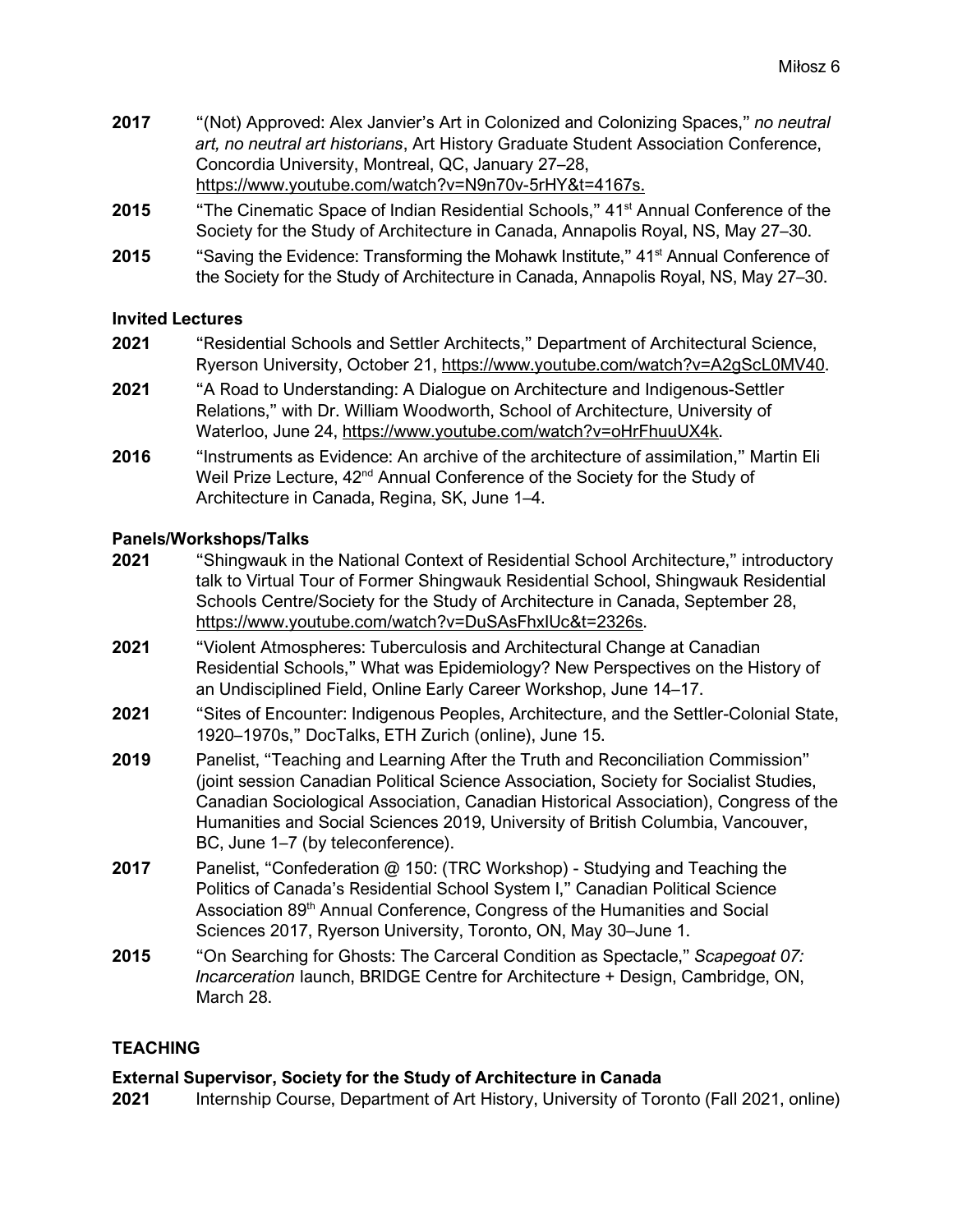**2017** "(Not) Approved: Alex Janvier's Art in Colonized and Colonizing Spaces," *no neutral art, no neutral art historians*, Art History Graduate Student Association Conference, Concordia University, Montreal, QC, January 27–28, https://www.youtube.com/watch?v=N9n70v-5rHY&t=4167s.

**2015** "The Cinematic Space of Indian Residential Schools," 41st Annual Conference of the Society for the Study of Architecture in Canada, Annapolis Royal, NS, May 27–30.

**2015** "Saving the Evidence: Transforming the Mohawk Institute," 41st Annual Conference of the Society for the Study of Architecture in Canada, Annapolis Royal, NS, May 27–30.

### Invited Lectures

**2021** "Residential Schools and Settler Architects," Department of Architectural Science, Ryerson University, October 21, https://www.youtube.com/watch?v=A2gScL0MV40.

**2021** "A Road to Understanding: A Dialogue on Architecture and Indigenous-Settler Relations," with Dr. William Woodworth, School of Architecture, University of Waterloo, June 24, https://www.youtube.com/watch?v=oHrFhuuUX4k.

**2016** "Instruments as Evidence: An archive of the architecture of assimilation," Martin Eli Weil Prize Lecture, 42nd Annual Conference of the Society for the Study of Architecture in Canada, Regina, SK, June 1–4.

### Panels/Workshops/Talks

**2021** "Shingwauk in the National Context of Residential School Architecture," introductory talk to Virtual Tour of Former Shingwauk Residential School, Shingwauk Residential Schools Centre/Society for the Study of Architecture in Canada, September 28, https://www.youtube.com/watch?v=DuSAsFhxIUc&t=2326s.

**2021** "Violent Atmospheres: Tuberculosis and Architectural Change at Canadian Residential Schools," What was Epidemiology? New Perspectives on the History of an Undisciplined Field, Online Early Career Workshop, June 14–17.

**2021** "Sites of Encounter: Indigenous Peoples, Architecture, and the Settler-Colonial State, 1920–1970s," DocTalks, ETH Zurich (online), June 15.

**2019** Panelist, "Teaching and Learning After the Truth and Reconciliation Commission" (joint session Canadian Political Science Association, Society for Socialist Studies, Canadian Sociological Association, Canadian Historical Association), Congress of the Humanities and Social Sciences 2019, University of British Columbia, Vancouver, BC, June 1–7 (by teleconference).

**2017** Panelist, "Confederation @ 150: (TRC Workshop) - Studying and Teaching the Politics of Canada's Residential School System I," Canadian Political Science Association 89th Annual Conference, Congress of the Humanities and Social Sciences 2017, Ryerson University, Toronto, ON, May 30–June 1.

**2015** "On Searching for Ghosts: The Carceral Condition as Spectacle," *Scapegoat 07: Incarceration* launch, BRIDGE Centre for Architecture + Design, Cambridge, ON, March 28.

## TEACHING

### External Supervisor, Society for the Study of Architecture in Canada

**2021** Internship Course, Department of Art History, University of Toronto (Fall 2021, online)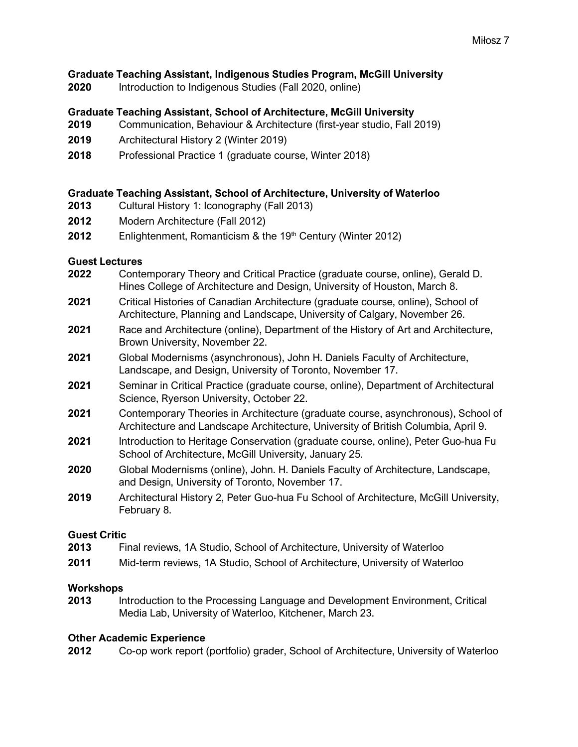**Graduate Teaching Assistant, Indigenous Studies Program, McGill University**

**2020** Introduction to Indigenous Studies (Fall 2020, online)

**Graduate Teaching Assistant, School of Architecture, McGill University**

**2019** Communication, Behaviour & Architecture (first-year studio, Fall 2019)

**2019** Architectural History 2 (Winter 2019)

**2018** Professional Practice 1 (graduate course, Winter 2018)

**Graduate Teaching Assistant, School of Architecture, University of Waterloo**

**2013** Cultural History 1: Iconography (Fall 2013)

**2012** Modern Architecture (Fall 2012)

**2012** Enlightenment, Romanticism & the 19th Century (Winter 2012)

**Guest Lectures**

**2022** Contemporary Theory and Critical Practice (graduate course, online), Gerald D. Hines College of Architecture and Design, University of Houston, March 8.

**2021** Critical Histories of Canadian Architecture (graduate course, online), School of Architecture, Planning and Landscape, University of Calgary, November 26.

**2021** Race and Architecture (online), Department of the History of Art and Architecture, Brown University, November 22.

**2021** Global Modernisms (asynchronous), John H. Daniels Faculty of Architecture, Landscape, and Design, University of Toronto, November 17.

**2021** Seminar in Critical Practice (graduate course, online), Department of Architectural Science, Ryerson University, October 22.

**2021** Contemporary Theories in Architecture (graduate course, asynchronous), School of Architecture and Landscape Architecture, University of British Columbia, April 9.

**2021** Introduction to Heritage Conservation (graduate course, online), Peter Guo-hua Fu School of Architecture, McGill University, January 25.

**2020** Global Modernisms (online), John. H. Daniels Faculty of Architecture, Landscape, and Design, University of Toronto, November 17.

**2019** Architectural History 2, Peter Guo-hua Fu School of Architecture, McGill University, February 8.

**Guest Critic**

**2013** Final reviews, 1A Studio, School of Architecture, University of Waterloo

**2011** Mid-term reviews, 1A Studio, School of Architecture, University of Waterloo

**Workshops**

**2013** Introduction to the Processing Language and Development Environment, Critical Media Lab, University of Waterloo, Kitchener, March 23.

**Other Academic Experience**

**2012** Co-op work report (portfolio) grader, School of Architecture, University of Waterloo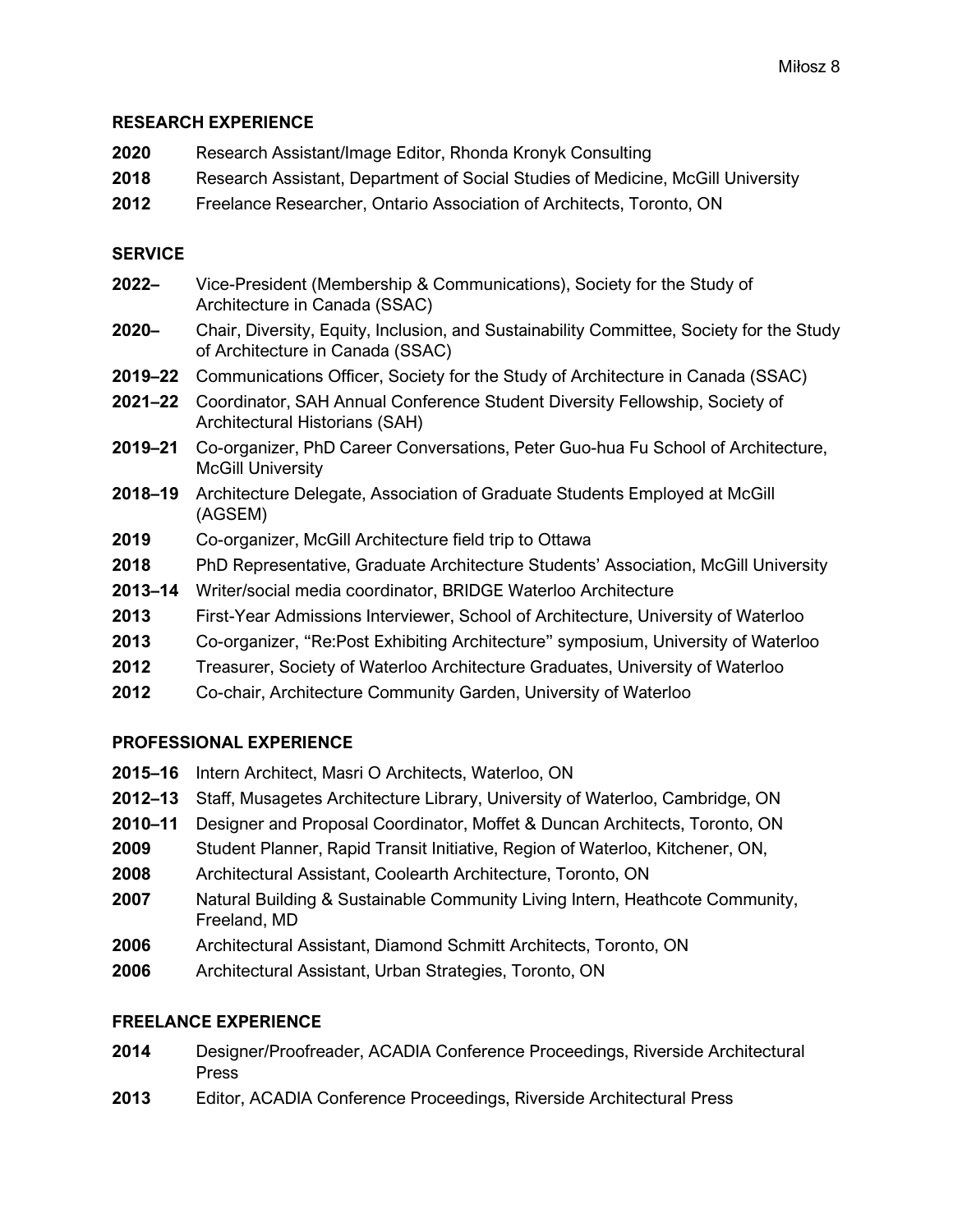## RESEARCH EXPERIENCE

**2020** Research Assistant/Image Editor, Rhonda Kronyk Consulting

**2018** Research Assistant, Department of Social Studies of Medicine, McGill University

**2012** Freelance Researcher, Ontario Association of Architects, Toronto, ON

## SERVICE

**2022–** Vice-President (Membership & Communications), Society for the Study of Architecture in Canada (SSAC)

**2020–** Chair, Diversity, Equity, Inclusion, and Sustainability Committee, Society for the Study of Architecture in Canada (SSAC)

**2019–22** Communications Officer, Society for the Study of Architecture in Canada (SSAC)

**2021–22** Coordinator, SAH Annual Conference Student Diversity Fellowship, Society of Architectural Historians (SAH)

**2019–21** Co-organizer, PhD Career Conversations, Peter Guo-hua Fu School of Architecture, McGill University

**2018–19** Architecture Delegate, Association of Graduate Students Employed at McGill (AGSEM)

**2019** Co-organizer, McGill Architecture field trip to Ottawa

**2018** PhD Representative, Graduate Architecture Students' Association, McGill University

**2013–14** Writer/social media coordinator, BRIDGE Waterloo Architecture

**2013** First-Year Admissions Interviewer, School of Architecture, University of Waterloo

**2013** Co-organizer, "Re:Post Exhibiting Architecture" symposium, University of Waterloo

**2012** Treasurer, Society of Waterloo Architecture Graduates, University of Waterloo

**2012** Co-chair, Architecture Community Garden, University of Waterloo

## PROFESSIONAL EXPERIENCE

**2015–16** Intern Architect, Masri O Architects, Waterloo, ON

**2012–13** Staff, Musagetes Architecture Library, University of Waterloo, Cambridge, ON

**2010–11** Designer and Proposal Coordinator, Moffet & Duncan Architects, Toronto, ON

**2009** Student Planner, Rapid Transit Initiative, Region of Waterloo, Kitchener, ON,

**2008** Architectural Assistant, Coolearth Architecture, Toronto, ON

**2007** Natural Building & Sustainable Community Living Intern, Heathcote Community, Freeland, MD

**2006** Architectural Assistant, Diamond Schmitt Architects, Toronto, ON

**2006** Architectural Assistant, Urban Strategies, Toronto, ON

## FREELANCE EXPERIENCE

**2014** Designer/Proofreader, ACADIA Conference Proceedings, Riverside Architectural Press

**2013** Editor, ACADIA Conference Proceedings, Riverside Architectural Press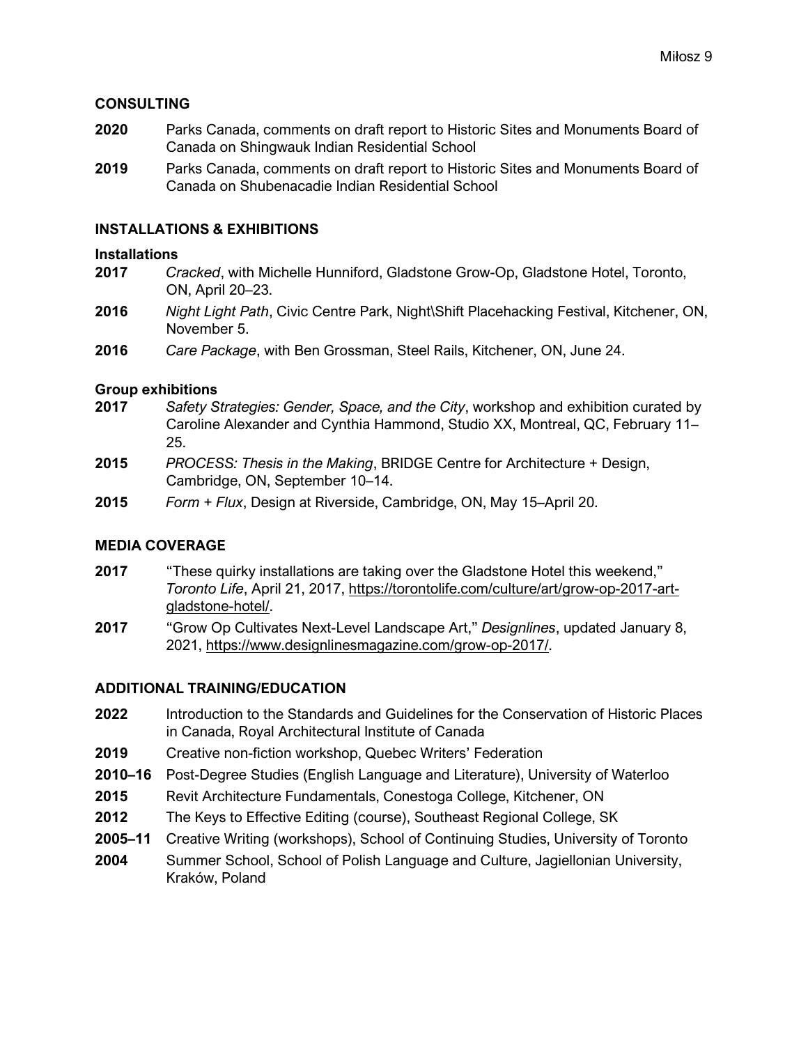## CONSULTING

**2020** Parks Canada, comments on draft report to Historic Sites and Monuments Board of Canada on Shingwauk Indian Residential School

**2019** Parks Canada, comments on draft report to Historic Sites and Monuments Board of Canada on Shubenacadie Indian Residential School

## INSTALLATIONS & EXHIBITIONS

### Installations

**2017** *Cracked*, with Michelle Hunniford, Gladstone Grow-Op, Gladstone Hotel, Toronto, ON, April 20–23.

**2016** *Night Light Path*, Civic Centre Park, Night\Shift Placehacking Festival, Kitchener, ON, November 5.

**2016** *Care Package*, with Ben Grossman, Steel Rails, Kitchener, ON, June 24.

### Group exhibitions

**2017** *Safety Strategies: Gender, Space, and the City*, workshop and exhibition curated by Caroline Alexander and Cynthia Hammond, Studio XX, Montreal, QC, February 11–25.

**2015** *PROCESS: Thesis in the Making*, BRIDGE Centre for Architecture + Design, Cambridge, ON, September 10–14.

**2015** *Form + Flux*, Design at Riverside, Cambridge, ON, May 15–April 20.

## MEDIA COVERAGE

**2017** "These quirky installations are taking over the Gladstone Hotel this weekend," *Toronto Life*, April 21, 2017, https://torontolife.com/culture/art/grow-op-2017-art-gladstone-hotel/.

**2017** "Grow Op Cultivates Next-Level Landscape Art," *Designlines*, updated January 8, 2021, https://www.designlinesmagazine.com/grow-op-2017/.

## ADDITIONAL TRAINING/EDUCATION

**2022** Introduction to the Standards and Guidelines for the Conservation of Historic Places in Canada, Royal Architectural Institute of Canada

**2019** Creative non-fiction workshop, Quebec Writers' Federation

**2010–16** Post-Degree Studies (English Language and Literature), University of Waterloo

**2015** Revit Architecture Fundamentals, Conestoga College, Kitchener, ON

**2012** The Keys to Effective Editing (course), Southeast Regional College, SK

**2005–11** Creative Writing (workshops), School of Continuing Studies, University of Toronto

**2004** Summer School, School of Polish Language and Culture, Jagiellonian University, Kraków, Poland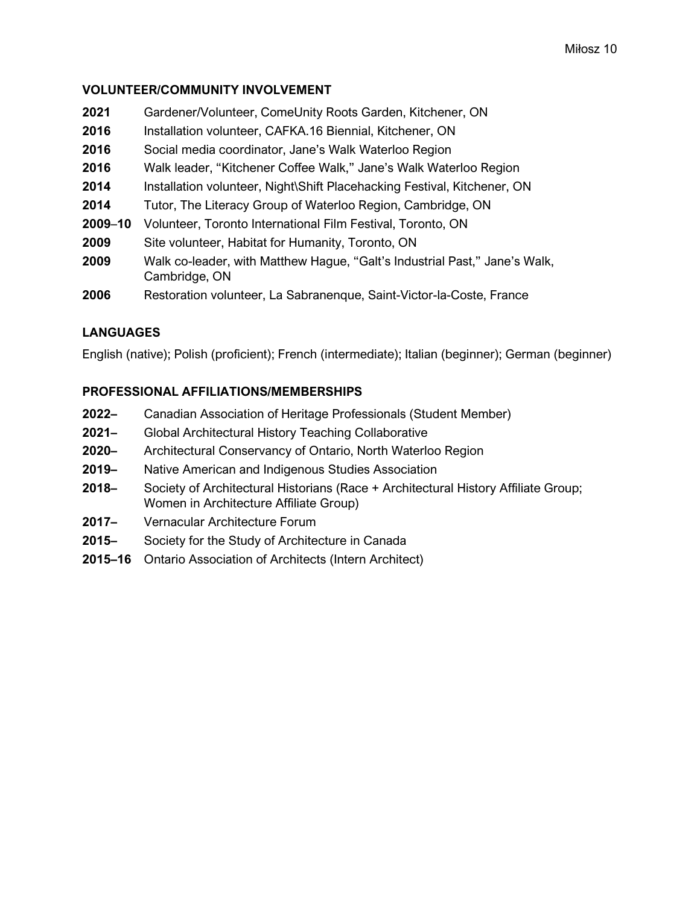## VOLUNTEER/COMMUNITY INVOLVEMENT

**2021** Gardener/Volunteer, ComeUnity Roots Garden, Kitchener, ON

**2016** Installation volunteer, CAFKA.16 Biennial, Kitchener, ON

**2016** Social media coordinator, Jane's Walk Waterloo Region

**2016** Walk leader, "Kitchener Coffee Walk," Jane's Walk Waterloo Region

**2014** Installation volunteer, Night\Shift Placehacking Festival, Kitchener, ON

**2014** Tutor, The Literacy Group of Waterloo Region, Cambridge, ON

**2009–10** Volunteer, Toronto International Film Festival, Toronto, ON

**2009** Site volunteer, Habitat for Humanity, Toronto, ON

**2009** Walk co-leader, with Matthew Hague, "Galt's Industrial Past," Jane's Walk, Cambridge, ON

**2006** Restoration volunteer, La Sabranenque, Saint-Victor-la-Coste, France

## LANGUAGES

English (native); Polish (proficient); French (intermediate); Italian (beginner); German (beginner)

## PROFESSIONAL AFFILIATIONS/MEMBERSHIPS

**2022–** Canadian Association of Heritage Professionals (Student Member)

**2021–** Global Architectural History Teaching Collaborative

**2020–** Architectural Conservancy of Ontario, North Waterloo Region

**2019–** Native American and Indigenous Studies Association

**2018–** Society of Architectural Historians (Race + Architectural History Affiliate Group; Women in Architecture Affiliate Group)

**2017–** Vernacular Architecture Forum

**2015–** Society for the Study of Architecture in Canada

**2015–16** Ontario Association of Architects (Intern Architect)